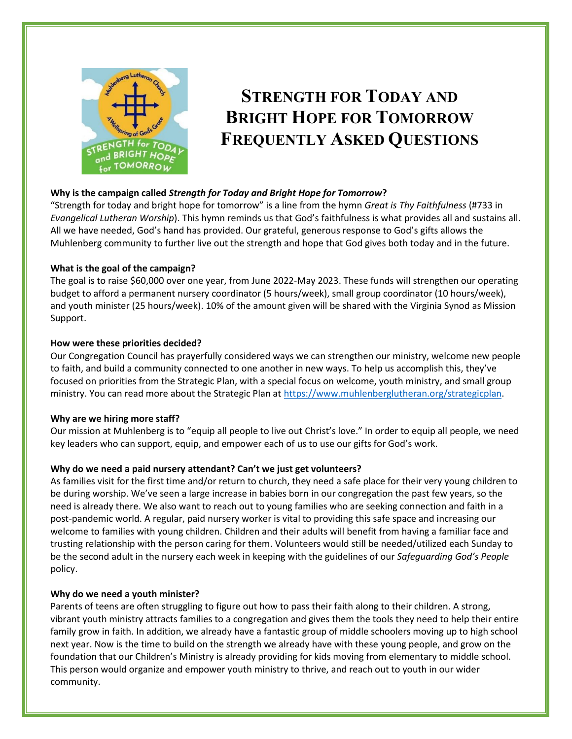# Strength for Today and Bright Hope for Tomorrow Frequently Asked Questions

**Why is the campaign called *Strength for Today and Bright Hope for Tomorrow*?**

"Strength for today and bright hope for tomorrow" is a line from the hymn *Great is Thy Faithfulness* (#733 in *Evangelical Lutheran Worship*). This hymn reminds us that God's faithfulness is what provides all and sustains all. All we have needed, God's hand has provided. Our grateful, generous response to God's gifts allows the Muhlenberg community to further live out the strength and hope that God gives both today and in the future.

**What is the goal of the campaign?**

The goal is to raise $60,000 over one year, from June 2022-May 2023. These funds will strengthen our operating budget to afford a permanent nursery coordinator (5 hours/week), small group coordinator (10 hours/week), and youth minister (25 hours/week). 10% of the amount given will be shared with the Virginia Synod as Mission Support.

**How were these priorities decided?**

Our Congregation Council has prayerfully considered ways we can strengthen our ministry, welcome new people to faith, and build a community connected to one another in new ways. To help us accomplish this, they've focused on priorities from the Strategic Plan, with a special focus on welcome, youth ministry, and small group ministry. You can read more about the Strategic Plan at https://www.muhlenberglutheran.org/strategicplan.

**Why are we hiring more staff?**

Our mission at Muhlenberg is to "equip all people to live out Christ's love." In order to equip all people, we need key leaders who can support, equip, and empower each of us to use our gifts for God's work.

**Why do we need a paid nursery attendant? Can't we just get volunteers?**

As families visit for the first time and/or return to church, they need a safe place for their very young children to be during worship. We've seen a large increase in babies born in our congregation the past few years, so the need is already there. We also want to reach out to young families who are seeking connection and faith in a post-pandemic world. A regular, paid nursery worker is vital to providing this safe space and increasing our welcome to families with young children. Children and their adults will benefit from having a familiar face and trusting relationship with the person caring for them. Volunteers would still be needed/utilized each Sunday to be the second adult in the nursery each week in keeping with the guidelines of our *Safeguarding God's People* policy.

**Why do we need a youth minister?**

Parents of teens are often struggling to figure out how to pass their faith along to their children. A strong, vibrant youth ministry attracts families to a congregation and gives them the tools they need to help their entire family grow in faith. In addition, we already have a fantastic group of middle schoolers moving up to high school next year. Now is the time to build on the strength we already have with these young people, and grow on the foundation that our Children's Ministry is already providing for kids moving from elementary to middle school. This person would organize and empower youth ministry to thrive, and reach out to youth in our wider community.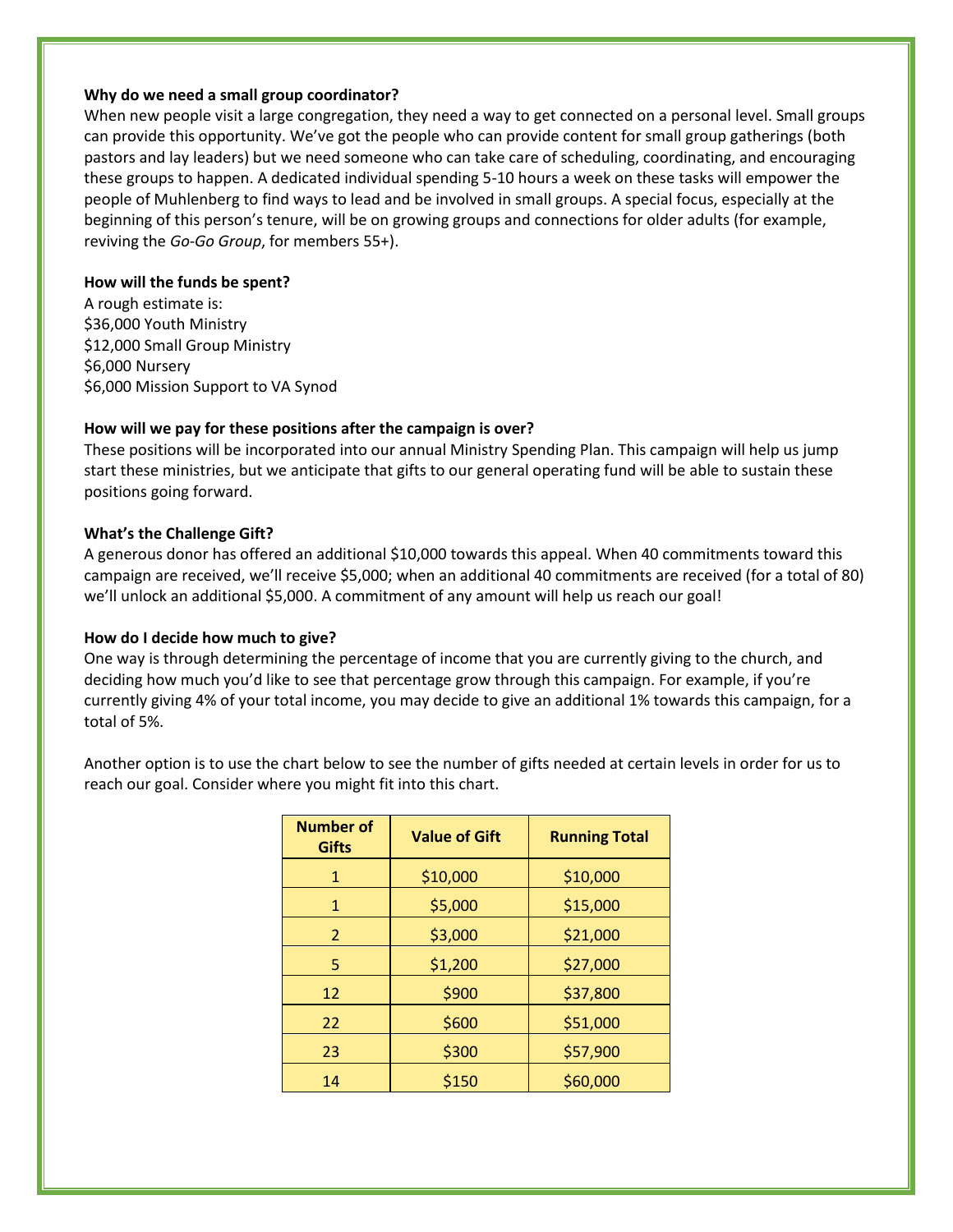**Why do we need a small group coordinator?**

When new people visit a large congregation, they need a way to get connected on a personal level. Small groups can provide this opportunity. We've got the people who can provide content for small group gatherings (both pastors and lay leaders) but we need someone who can take care of scheduling, coordinating, and encouraging these groups to happen. A dedicated individual spending 5-10 hours a week on these tasks will empower the people of Muhlenberg to find ways to lead and be involved in small groups. A special focus, especially at the beginning of this person's tenure, will be on growing groups and connections for older adults (for example, reviving the *Go-Go Group*, for members 55+).

**How will the funds be spent?**

A rough estimate is:
$36,000 Youth Ministry
$12,000 Small Group Ministry
$6,000 Nursery
$6,000 Mission Support to VA Synod

**How will we pay for these positions after the campaign is over?**

These positions will be incorporated into our annual Ministry Spending Plan. This campaign will help us jump start these ministries, but we anticipate that gifts to our general operating fund will be able to sustain these positions going forward.

**What's the Challenge Gift?**

A generous donor has offered an additional $10,000 towards this appeal. When 40 commitments toward this campaign are received, we'll receive $5,000; when an additional 40 commitments are received (for a total of 80) we'll unlock an additional $5,000. A commitment of any amount will help us reach our goal!

**How do I decide how much to give?**

One way is through determining the percentage of income that you are currently giving to the church, and deciding how much you'd like to see that percentage grow through this campaign. For example, if you're currently giving 4% of your total income, you may decide to give an additional 1% towards this campaign, for a total of 5%.

Another option is to use the chart below to see the number of gifts needed at certain levels in order for us to reach our goal. Consider where you might fit into this chart.

| Number of Gifts | Value of Gift | Running Total |
|---|---|---|
| 1 | $10,000 | $10,000 |
| 1 | $5,000 | $15,000 |
| 2 | $3,000 | $21,000 |
| 5 | $1,200 | $27,000 |
| 12 | $900 | $37,800 |
| 22 | $600 | $51,000 |
| 23 | $300 | $57,900 |
| 14 | $150 | $60,000 |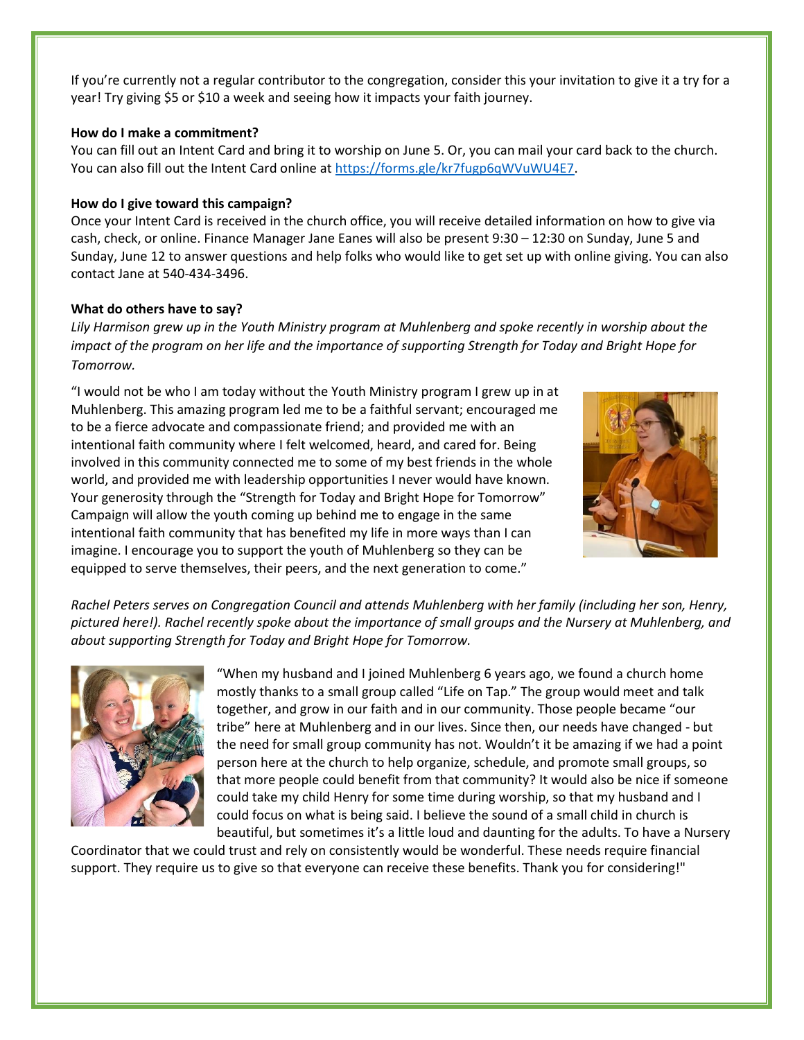If you're currently not a regular contributor to the congregation, consider this your invitation to give it a try for a year! Try giving $5 or $10 a week and seeing how it impacts your faith journey.

**How do I make a commitment?**

You can fill out an Intent Card and bring it to worship on June 5. Or, you can mail your card back to the church. You can also fill out the Intent Card online at https://forms.gle/kr7fugp6qWVuWU4E7.

**How do I give toward this campaign?**

Once your Intent Card is received in the church office, you will receive detailed information on how to give via cash, check, or online. Finance Manager Jane Eanes will also be present 9:30 – 12:30 on Sunday, June 5 and Sunday, June 12 to answer questions and help folks who would like to get set up with online giving. You can also contact Jane at 540-434-3496.

**What do others have to say?**

*Lily Harmison grew up in the Youth Ministry program at Muhlenberg and spoke recently in worship about the impact of the program on her life and the importance of supporting Strength for Today and Bright Hope for Tomorrow.*

"I would not be who I am today without the Youth Ministry program I grew up in at Muhlenberg. This amazing program led me to be a faithful servant; encouraged me to be a fierce advocate and compassionate friend; and provided me with an intentional faith community where I felt welcomed, heard, and cared for. Being involved in this community connected me to some of my best friends in the whole world, and provided me with leadership opportunities I never would have known. Your generosity through the "Strength for Today and Bright Hope for Tomorrow" Campaign will allow the youth coming up behind me to engage in the same intentional faith community that has benefited my life in more ways than I can imagine. I encourage you to support the youth of Muhlenberg so they can be equipped to serve themselves, their peers, and the next generation to come."

*Rachel Peters serves on Congregation Council and attends Muhlenberg with her family (including her son, Henry, pictured here!). Rachel recently spoke about the importance of small groups and the Nursery at Muhlenberg, and about supporting Strength for Today and Bright Hope for Tomorrow.*

"When my husband and I joined Muhlenberg 6 years ago, we found a church home mostly thanks to a small group called "Life on Tap." The group would meet and talk together, and grow in our faith and in our community. Those people became "our tribe" here at Muhlenberg and in our lives. Since then, our needs have changed - but the need for small group community has not. Wouldn't it be amazing if we had a point person here at the church to help organize, schedule, and promote small groups, so that more people could benefit from that community? It would also be nice if someone could take my child Henry for some time during worship, so that my husband and I could focus on what is being said. I believe the sound of a small child in church is beautiful, but sometimes it's a little loud and daunting for the adults. To have a Nursery Coordinator that we could trust and rely on consistently would be wonderful. These needs require financial support. They require us to give so that everyone can receive these benefits. Thank you for considering!"